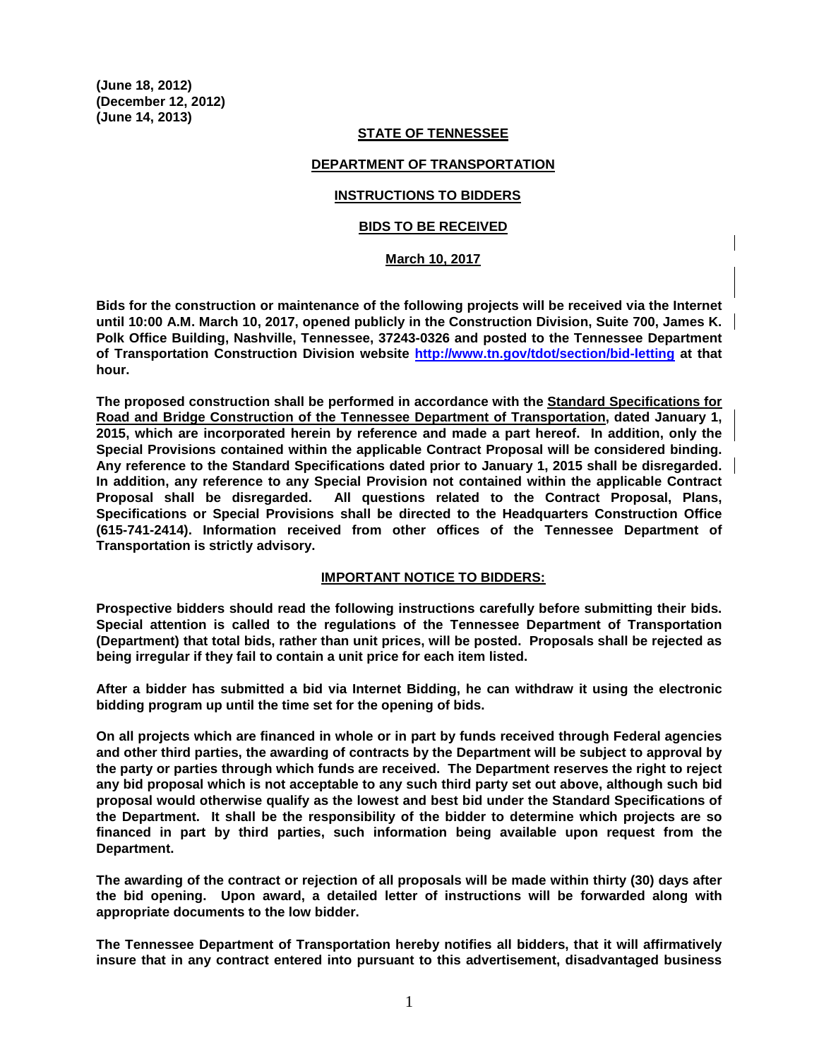**(June 18, 2012)**
**(December 12, 2012)**
**(June 14, 2013)**

# STATE OF TENNESSEE

## DEPARTMENT OF TRANSPORTATION

## INSTRUCTIONS TO BIDDERS

## BIDS TO BE RECEIVED

## March 10, 2017

**Bids for the construction or maintenance of the following projects will be received via the Internet until 10:00 A.M. March 10, 2017, opened publicly in the Construction Division, Suite 700, James K. Polk Office Building, Nashville, Tennessee, 37243-0326 and posted to the Tennessee Department of Transportation Construction Division website [http://www.tn.gov/tdot/section/bid-letting](http://www.tn.gov/tdot/section/bid-letting) at that hour.**

**The proposed construction shall be performed in accordance with the Standard Specifications for Road and Bridge Construction of the Tennessee Department of Transportation, dated January 1, 2015, which are incorporated herein by reference and made a part hereof. In addition, only the Special Provisions contained within the applicable Contract Proposal will be considered binding. Any reference to the Standard Specifications dated prior to January 1, 2015 shall be disregarded. In addition, any reference to any Special Provision not contained within the applicable Contract Proposal shall be disregarded. All questions related to the Contract Proposal, Plans, Specifications or Special Provisions shall be directed to the Headquarters Construction Office (615-741-2414). Information received from other offices of the Tennessee Department of Transportation is strictly advisory.**

## IMPORTANT NOTICE TO BIDDERS:

**Prospective bidders should read the following instructions carefully before submitting their bids. Special attention is called to the regulations of the Tennessee Department of Transportation (Department) that total bids, rather than unit prices, will be posted. Proposals shall be rejected as being irregular if they fail to contain a unit price for each item listed.**

**After a bidder has submitted a bid via Internet Bidding, he can withdraw it using the electronic bidding program up until the time set for the opening of bids.**

**On all projects which are financed in whole or in part by funds received through Federal agencies and other third parties, the awarding of contracts by the Department will be subject to approval by the party or parties through which funds are received. The Department reserves the right to reject any bid proposal which is not acceptable to any such third party set out above, although such bid proposal would otherwise qualify as the lowest and best bid under the Standard Specifications of the Department. It shall be the responsibility of the bidder to determine which projects are so financed in part by third parties, such information being available upon request from the Department.**

**The awarding of the contract or rejection of all proposals will be made within thirty (30) days after the bid opening. Upon award, a detailed letter of instructions will be forwarded along with appropriate documents to the low bidder.**

**The Tennessee Department of Transportation hereby notifies all bidders, that it will affirmatively insure that in any contract entered into pursuant to this advertisement, disadvantaged business**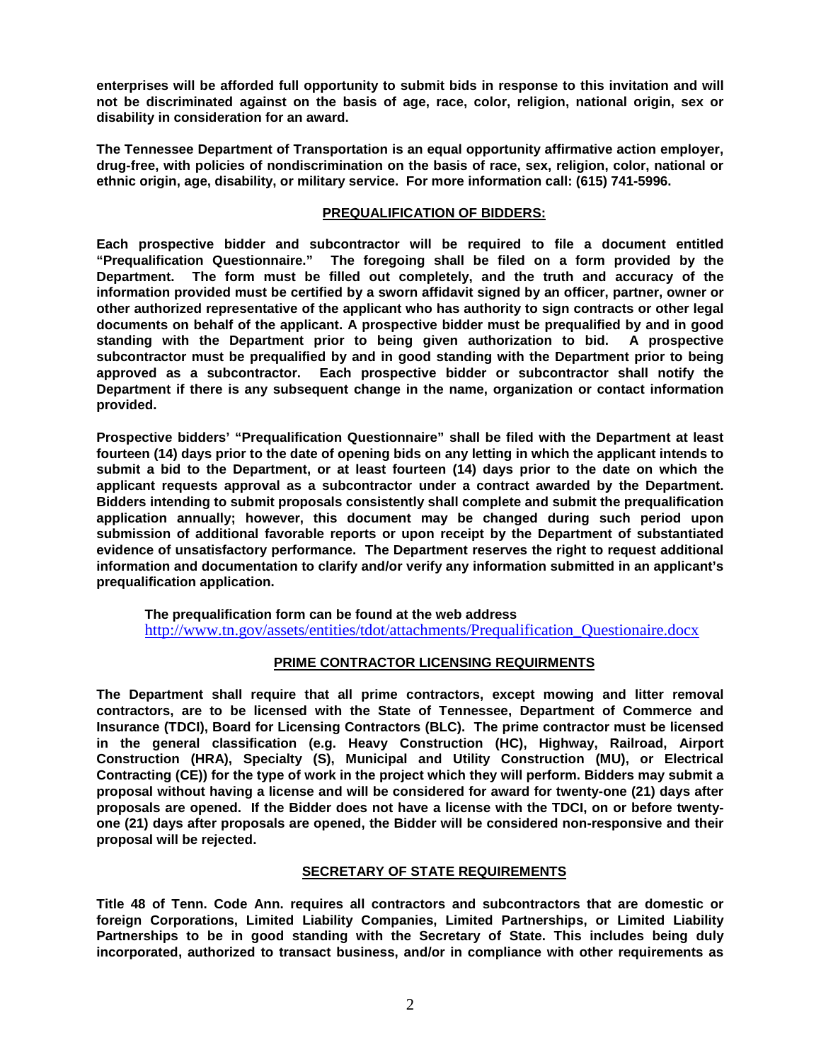**enterprises will be afforded full opportunity to submit bids in response to this invitation and will not be discriminated against on the basis of age, race, color, religion, national origin, sex or disability in consideration for an award.**

**The Tennessee Department of Transportation is an equal opportunity affirmative action employer, drug-free, with policies of nondiscrimination on the basis of race, sex, religion, color, national or ethnic origin, age, disability, or military service. For more information call: (615) 741-5996.**

## PREQUALIFICATION OF BIDDERS:

**Each prospective bidder and subcontractor will be required to file a document entitled "Prequalification Questionnaire." The foregoing shall be filed on a form provided by the Department. The form must be filled out completely, and the truth and accuracy of the information provided must be certified by a sworn affidavit signed by an officer, partner, owner or other authorized representative of the applicant who has authority to sign contracts or other legal documents on behalf of the applicant. A prospective bidder must be prequalified by and in good standing with the Department prior to being given authorization to bid. A prospective subcontractor must be prequalified by and in good standing with the Department prior to being approved as a subcontractor. Each prospective bidder or subcontractor shall notify the Department if there is any subsequent change in the name, organization or contact information provided.**

**Prospective bidders' "Prequalification Questionnaire" shall be filed with the Department at least fourteen (14) days prior to the date of opening bids on any letting in which the applicant intends to submit a bid to the Department, or at least fourteen (14) days prior to the date on which the applicant requests approval as a subcontractor under a contract awarded by the Department. Bidders intending to submit proposals consistently shall complete and submit the prequalification application annually; however, this document may be changed during such period upon submission of additional favorable reports or upon receipt by the Department of substantiated evidence of unsatisfactory performance. The Department reserves the right to request additional information and documentation to clarify and/or verify any information submitted in an applicant's prequalification application.**

**The prequalification form can be found at the web address**
http://www.tn.gov/assets/entities/tdot/attachments/Prequalification_Questionaire.docx

## PRIME CONTRACTOR LICENSING REQUIRMENTS

**The Department shall require that all prime contractors, except mowing and litter removal contractors, are to be licensed with the State of Tennessee, Department of Commerce and Insurance (TDCI), Board for Licensing Contractors (BLC). The prime contractor must be licensed in the general classification (e.g. Heavy Construction (HC), Highway, Railroad, Airport Construction (HRA), Specialty (S), Municipal and Utility Construction (MU), or Electrical Contracting (CE)) for the type of work in the project which they will perform. Bidders may submit a proposal without having a license and will be considered for award for twenty-one (21) days after proposals are opened. If the Bidder does not have a license with the TDCI, on or before twenty-one (21) days after proposals are opened, the Bidder will be considered non-responsive and their proposal will be rejected.**

## SECRETARY OF STATE REQUIREMENTS

**Title 48 of Tenn. Code Ann. requires all contractors and subcontractors that are domestic or foreign Corporations, Limited Liability Companies, Limited Partnerships, or Limited Liability Partnerships to be in good standing with the Secretary of State. This includes being duly incorporated, authorized to transact business, and/or in compliance with other requirements as**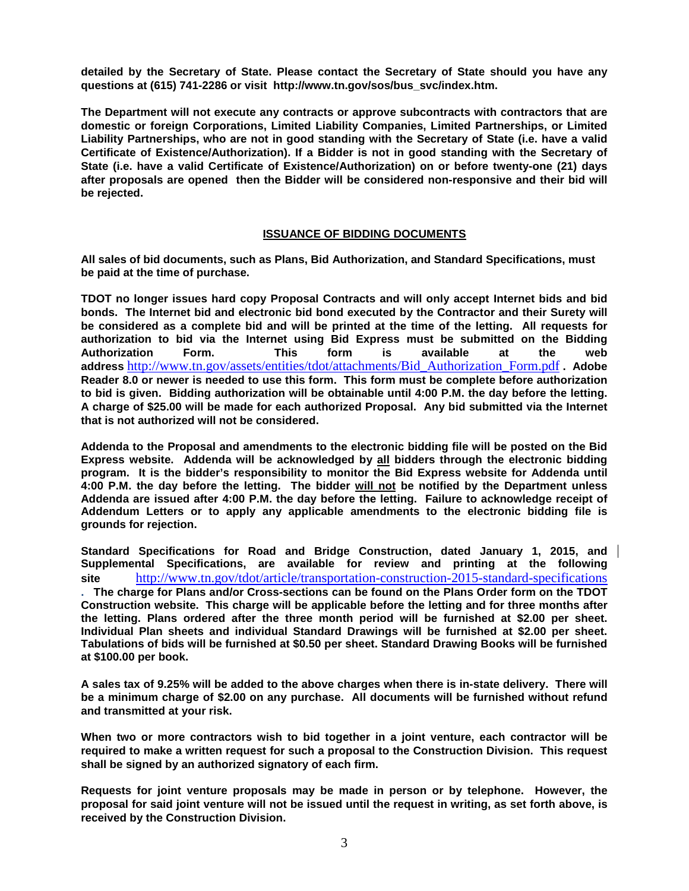**detailed by the Secretary of State. Please contact the Secretary of State should you have any questions at (615) 741-2286 or visit http://www.tn.gov/sos/bus_svc/index.htm.**

**The Department will not execute any contracts or approve subcontracts with contractors that are domestic or foreign Corporations, Limited Liability Companies, Limited Partnerships, or Limited Liability Partnerships, who are not in good standing with the Secretary of State (i.e. have a valid Certificate of Existence/Authorization). If a Bidder is not in good standing with the Secretary of State (i.e. have a valid Certificate of Existence/Authorization) on or before twenty-one (21) days after proposals are opened then the Bidder will be considered non-responsive and their bid will be rejected.**

## ISSUANCE OF BIDDING DOCUMENTS

**All sales of bid documents, such as Plans, Bid Authorization, and Standard Specifications, must be paid at the time of purchase.**

**TDOT no longer issues hard copy Proposal Contracts and will only accept Internet bids and bid bonds. The Internet bid and electronic bid bond executed by the Contractor and their Surety will be considered as a complete bid and will be printed at the time of the letting. All requests for authorization to bid via the Internet using Bid Express must be submitted on the Bidding Authorization Form. This form is available at the web address** http://www.tn.gov/assets/entities/tdot/attachments/Bid_Authorization_Form.pdf **. Adobe Reader 8.0 or newer is needed to use this form. This form must be complete before authorization to bid is given. Bidding authorization will be obtainable until 4:00 P.M. the day before the letting. A charge of $25.00 will be made for each authorized Proposal. Any bid submitted via the Internet that is not authorized will not be considered.**

**Addenda to the Proposal and amendments to the electronic bidding file will be posted on the Bid Express website. Addenda will be acknowledged by all bidders through the electronic bidding program. It is the bidder's responsibility to monitor the Bid Express website for Addenda until 4:00 P.M. the day before the letting. The bidder will not be notified by the Department unless Addenda are issued after 4:00 P.M. the day before the letting. Failure to acknowledge receipt of Addendum Letters or to apply any applicable amendments to the electronic bidding file is grounds for rejection.**

**Standard Specifications for Road and Bridge Construction, dated January 1, 2015, and Supplemental Specifications, are available for review and printing at the following site** http://www.tn.gov/tdot/article/transportation-construction-2015-standard-specifications **. The charge for Plans and/or Cross-sections can be found on the Plans Order form on the TDOT Construction website. This charge will be applicable before the letting and for three months after the letting. Plans ordered after the three month period will be furnished at $2.00 per sheet. Individual Plan sheets and individual Standard Drawings will be furnished at $2.00 per sheet. Tabulations of bids will be furnished at $0.50 per sheet. Standard Drawing Books will be furnished at $100.00 per book.**

**A sales tax of 9.25% will be added to the above charges when there is in-state delivery. There will be a minimum charge of $2.00 on any purchase. All documents will be furnished without refund and transmitted at your risk.**

**When two or more contractors wish to bid together in a joint venture, each contractor will be required to make a written request for such a proposal to the Construction Division. This request shall be signed by an authorized signatory of each firm.**

**Requests for joint venture proposals may be made in person or by telephone. However, the proposal for said joint venture will not be issued until the request in writing, as set forth above, is received by the Construction Division.**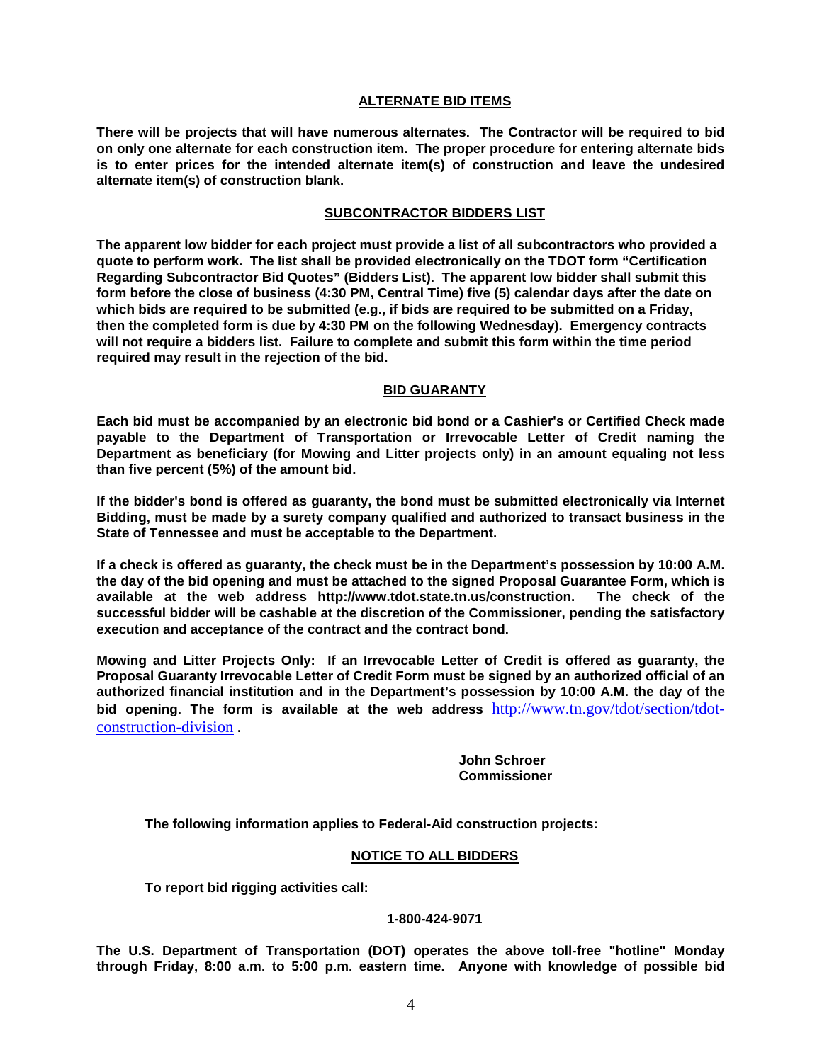## ALTERNATE BID ITEMS

**There will be projects that will have numerous alternates. The Contractor will be required to bid on only one alternate for each construction item. The proper procedure for entering alternate bids is to enter prices for the intended alternate item(s) of construction and leave the undesired alternate item(s) of construction blank.**

## SUBCONTRACTOR BIDDERS LIST

**The apparent low bidder for each project must provide a list of all subcontractors who provided a quote to perform work. The list shall be provided electronically on the TDOT form "Certification Regarding Subcontractor Bid Quotes" (Bidders List). The apparent low bidder shall submit this form before the close of business (4:30 PM, Central Time) five (5) calendar days after the date on which bids are required to be submitted (e.g., if bids are required to be submitted on a Friday, then the completed form is due by 4:30 PM on the following Wednesday). Emergency contracts will not require a bidders list. Failure to complete and submit this form within the time period required may result in the rejection of the bid.**

## BID GUARANTY

**Each bid must be accompanied by an electronic bid bond or a Cashier's or Certified Check made payable to the Department of Transportation or Irrevocable Letter of Credit naming the Department as beneficiary (for Mowing and Litter projects only) in an amount equaling not less than five percent (5%) of the amount bid.**

**If the bidder's bond is offered as guaranty, the bond must be submitted electronically via Internet Bidding, must be made by a surety company qualified and authorized to transact business in the State of Tennessee and must be acceptable to the Department.**

**If a check is offered as guaranty, the check must be in the Department's possession by 10:00 A.M. the day of the bid opening and must be attached to the signed Proposal Guarantee Form, which is available at the web address http://www.tdot.state.tn.us/construction. The check of the successful bidder will be cashable at the discretion of the Commissioner, pending the satisfactory execution and acceptance of the contract and the contract bond.**

**Mowing and Litter Projects Only: If an Irrevocable Letter of Credit is offered as guaranty, the Proposal Guaranty Irrevocable Letter of Credit Form must be signed by an authorized official of an authorized financial institution and in the Department's possession by 10:00 A.M. the day of the bid opening. The form is available at the web address** http://www.tn.gov/tdot/section/tdot-construction-division **.**

**John Schroer**
**Commissioner**

**The following information applies to Federal-Aid construction projects:**

## NOTICE TO ALL BIDDERS

**To report bid rigging activities call:**

**1-800-424-9071**

**The U.S. Department of Transportation (DOT) operates the above toll-free "hotline" Monday through Friday, 8:00 a.m. to 5:00 p.m. eastern time. Anyone with knowledge of possible bid**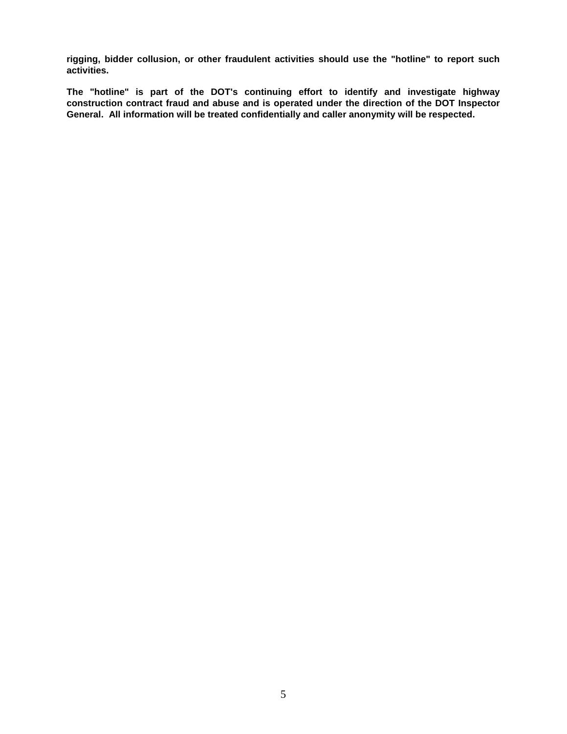**rigging, bidder collusion, or other fraudulent activities should use the "hotline" to report such activities.**

**The "hotline" is part of the DOT's continuing effort to identify and investigate highway construction contract fraud and abuse and is operated under the direction of the DOT Inspector General. All information will be treated confidentially and caller anonymity will be respected.**